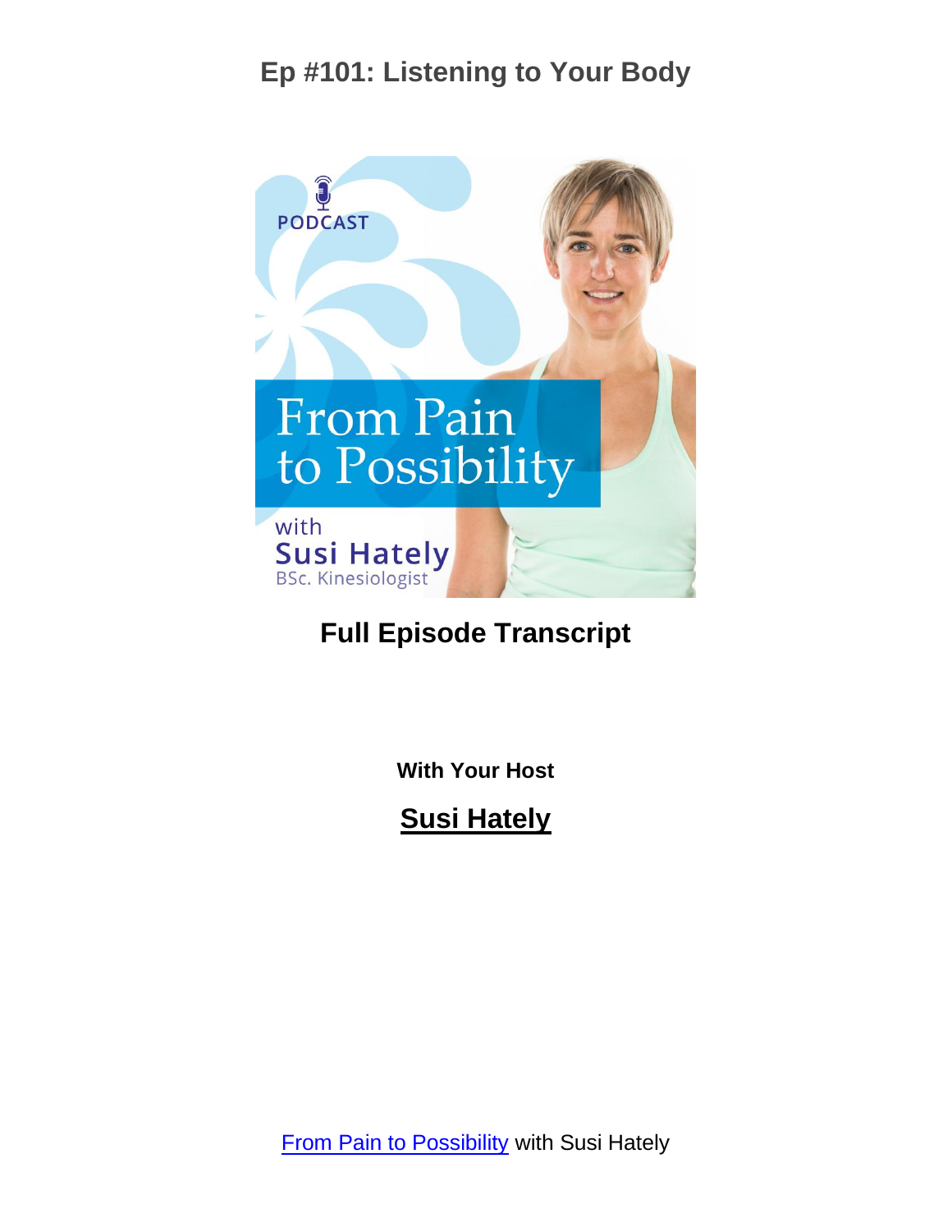# Ep #101: Listening to Your Body

PODCAST

From Pain to Possibility

with Susi Hately BSc. Kinesiologist

## Full Episode Transcript

**With Your Host**

**Susi Hately**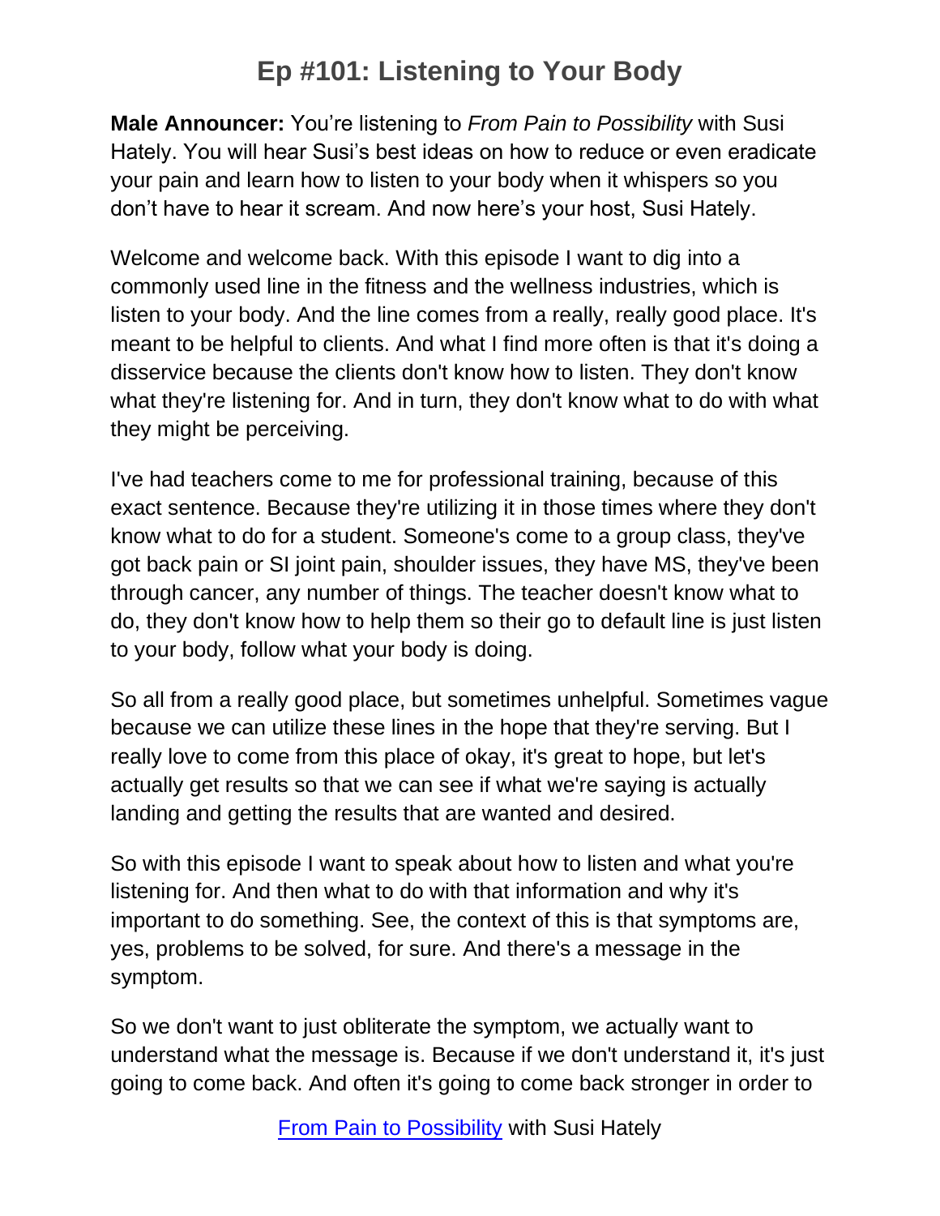# Ep #101: Listening to Your Body

**Male Announcer:** You're listening to *From Pain to Possibility* with Susi Hately. You will hear Susi's best ideas on how to reduce or even eradicate your pain and learn how to listen to your body when it whispers so you don't have to hear it scream. And now here's your host, Susi Hately.

Welcome and welcome back. With this episode I want to dig into a commonly used line in the fitness and the wellness industries, which is listen to your body. And the line comes from a really, really good place. It's meant to be helpful to clients. And what I find more often is that it's doing a disservice because the clients don't know how to listen. They don't know what they're listening for. And in turn, they don't know what to do with what they might be perceiving.

I've had teachers come to me for professional training, because of this exact sentence. Because they're utilizing it in those times where they don't know what to do for a student. Someone's come to a group class, they've got back pain or SI joint pain, shoulder issues, they have MS, they've been through cancer, any number of things. The teacher doesn't know what to do, they don't know how to help them so their go to default line is just listen to your body, follow what your body is doing.

So all from a really good place, but sometimes unhelpful. Sometimes vague because we can utilize these lines in the hope that they're serving. But I really love to come from this place of okay, it's great to hope, but let's actually get results so that we can see if what we're saying is actually landing and getting the results that are wanted and desired.

So with this episode I want to speak about how to listen and what you're listening for. And then what to do with that information and why it's important to do something. See, the context of this is that symptoms are, yes, problems to be solved, for sure. And there's a message in the symptom.

So we don't want to just obliterate the symptom, we actually want to understand what the message is. Because if we don't understand it, it's just going to come back. And often it's going to come back stronger in order to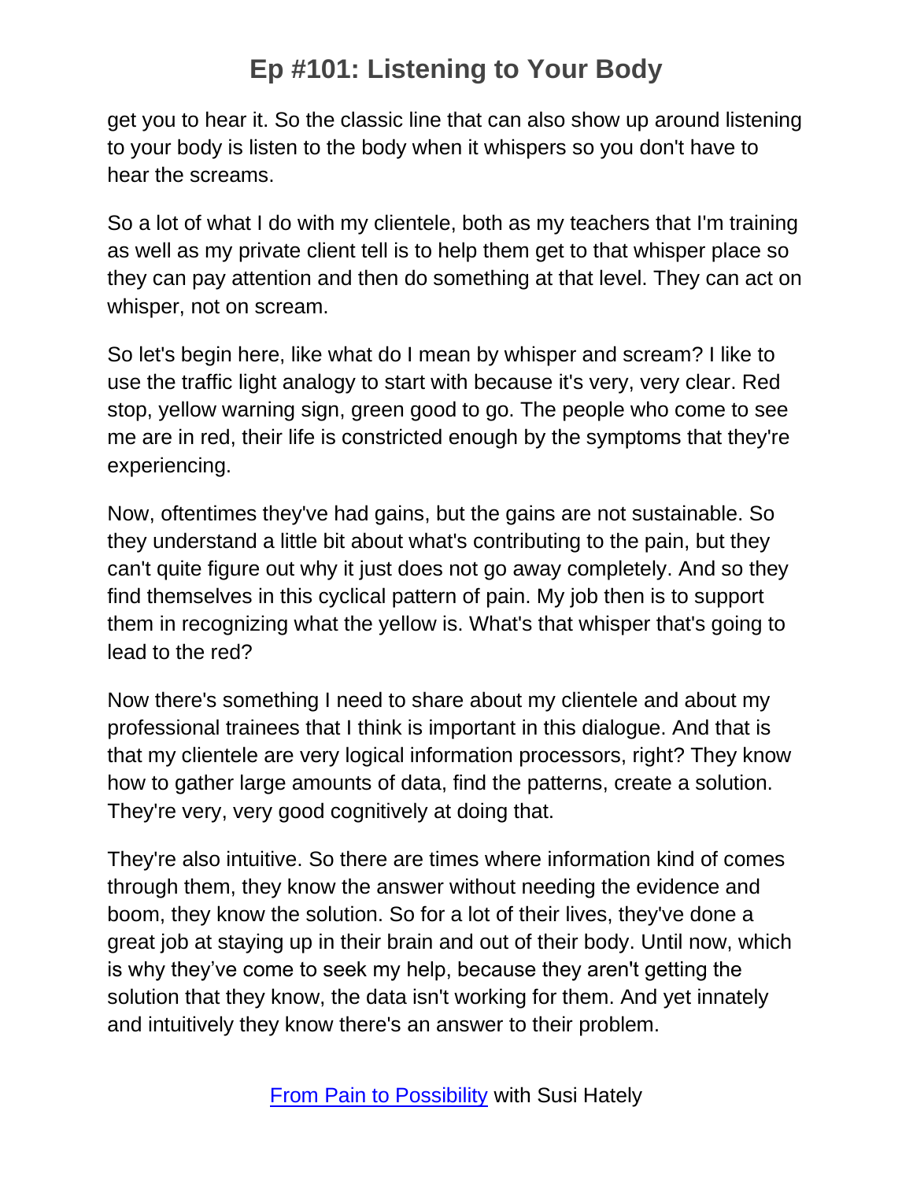get you to hear it. So the classic line that can also show up around listening to your body is listen to the body when it whispers so you don't have to hear the screams.

So a lot of what I do with my clientele, both as my teachers that I'm training as well as my private client tell is to help them get to that whisper place so they can pay attention and then do something at that level. They can act on whisper, not on scream.

So let's begin here, like what do I mean by whisper and scream? I like to use the traffic light analogy to start with because it's very, very clear. Red stop, yellow warning sign, green good to go. The people who come to see me are in red, their life is constricted enough by the symptoms that they're experiencing.

Now, oftentimes they've had gains, but the gains are not sustainable. So they understand a little bit about what's contributing to the pain, but they can't quite figure out why it just does not go away completely. And so they find themselves in this cyclical pattern of pain. My job then is to support them in recognizing what the yellow is. What's that whisper that's going to lead to the red?

Now there's something I need to share about my clientele and about my professional trainees that I think is important in this dialogue. And that is that my clientele are very logical information processors, right? They know how to gather large amounts of data, find the patterns, create a solution. They're very, very good cognitively at doing that.

They're also intuitive. So there are times where information kind of comes through them, they know the answer without needing the evidence and boom, they know the solution. So for a lot of their lives, they've done a great job at staying up in their brain and out of their body. Until now, which is why they've come to seek my help, because they aren't getting the solution that they know, the data isn't working for them. And yet innately and intuitively they know there's an answer to their problem.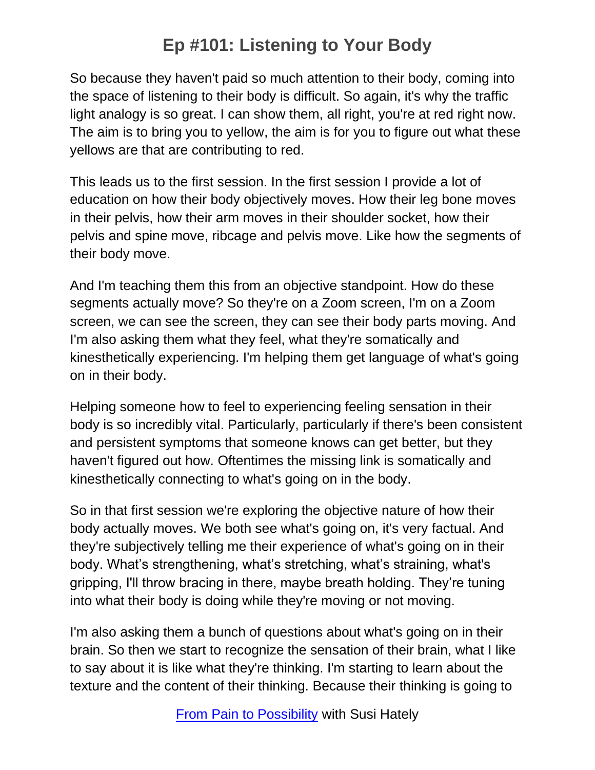So because they haven't paid so much attention to their body, coming into the space of listening to their body is difficult. So again, it's why the traffic light analogy is so great. I can show them, all right, you're at red right now. The aim is to bring you to yellow, the aim is for you to figure out what these yellows are that are contributing to red.

This leads us to the first session. In the first session I provide a lot of education on how their body objectively moves. How their leg bone moves in their pelvis, how their arm moves in their shoulder socket, how their pelvis and spine move, ribcage and pelvis move. Like how the segments of their body move.

And I'm teaching them this from an objective standpoint. How do these segments actually move? So they're on a Zoom screen, I'm on a Zoom screen, we can see the screen, they can see their body parts moving. And I'm also asking them what they feel, what they're somatically and kinesthetically experiencing. I'm helping them get language of what's going on in their body.

Helping someone how to feel to experiencing feeling sensation in their body is so incredibly vital. Particularly, particularly if there's been consistent and persistent symptoms that someone knows can get better, but they haven't figured out how. Oftentimes the missing link is somatically and kinesthetically connecting to what's going on in the body.

So in that first session we're exploring the objective nature of how their body actually moves. We both see what's going on, it's very factual. And they're subjectively telling me their experience of what's going on in their body. What's strengthening, what's stretching, what's straining, what's gripping, I'll throw bracing in there, maybe breath holding. They're tuning into what their body is doing while they're moving or not moving.

I'm also asking them a bunch of questions about what's going on in their brain. So then we start to recognize the sensation of their brain, what I like to say about it is like what they're thinking. I'm starting to learn about the texture and the content of their thinking. Because their thinking is going to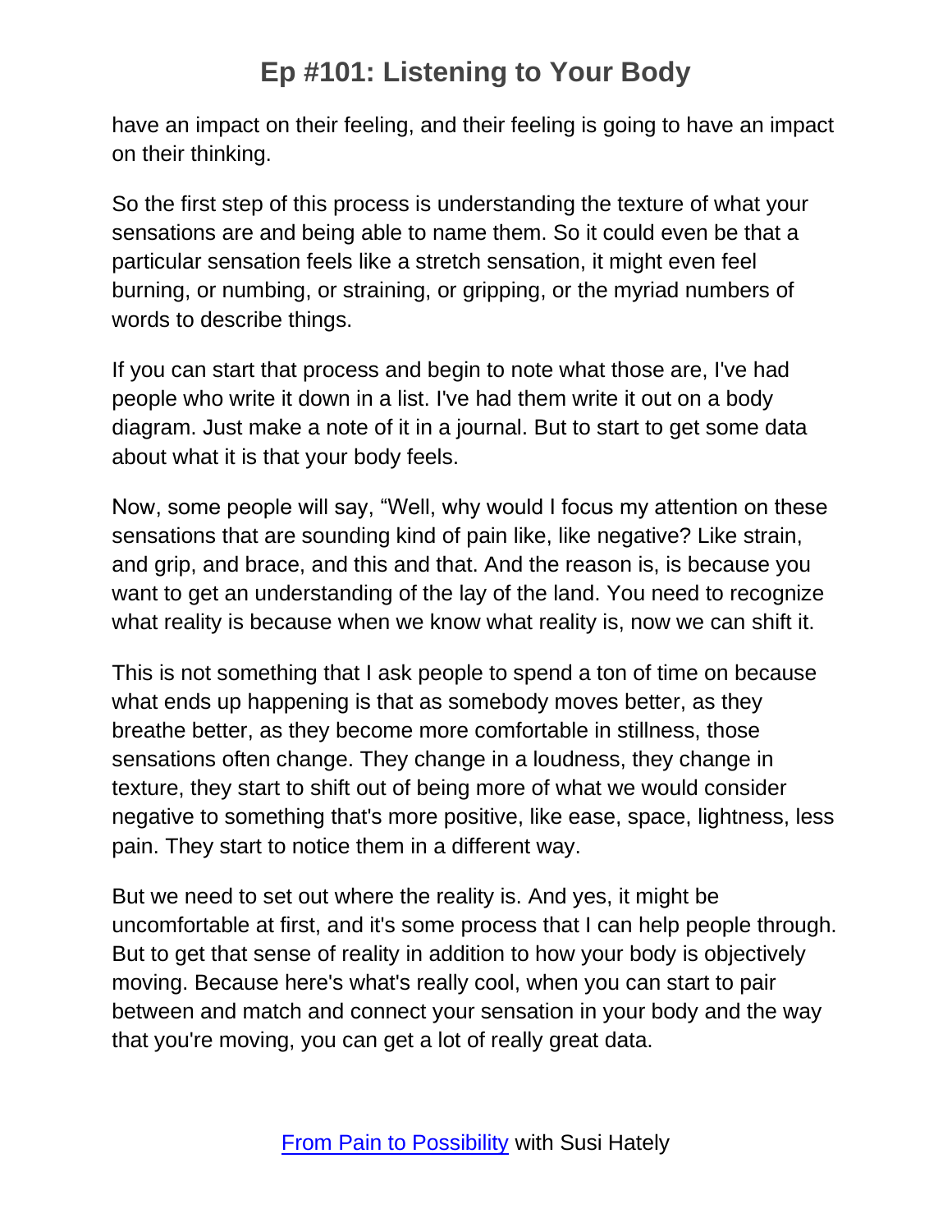have an impact on their feeling, and their feeling is going to have an impact on their thinking.

So the first step of this process is understanding the texture of what your sensations are and being able to name them. So it could even be that a particular sensation feels like a stretch sensation, it might even feel burning, or numbing, or straining, or gripping, or the myriad numbers of words to describe things.

If you can start that process and begin to note what those are, I've had people who write it down in a list. I've had them write it out on a body diagram. Just make a note of it in a journal. But to start to get some data about what it is that your body feels.

Now, some people will say, "Well, why would I focus my attention on these sensations that are sounding kind of pain like, like negative? Like strain, and grip, and brace, and this and that. And the reason is, is because you want to get an understanding of the lay of the land. You need to recognize what reality is because when we know what reality is, now we can shift it.

This is not something that I ask people to spend a ton of time on because what ends up happening is that as somebody moves better, as they breathe better, as they become more comfortable in stillness, those sensations often change. They change in a loudness, they change in texture, they start to shift out of being more of what we would consider negative to something that's more positive, like ease, space, lightness, less pain. They start to notice them in a different way.

But we need to set out where the reality is. And yes, it might be uncomfortable at first, and it's some process that I can help people through. But to get that sense of reality in addition to how your body is objectively moving. Because here's what's really cool, when you can start to pair between and match and connect your sensation in your body and the way that you're moving, you can get a lot of really great data.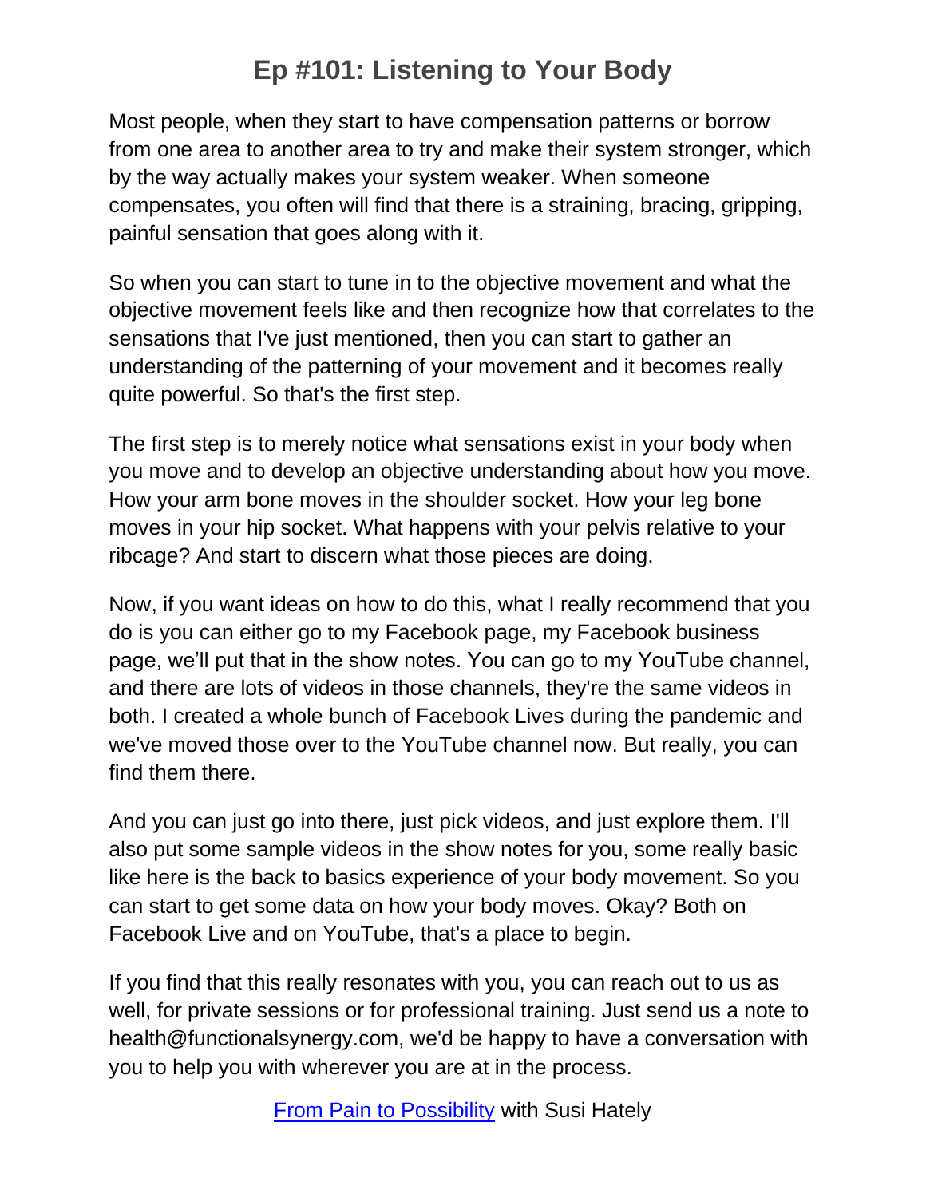Most people, when they start to have compensation patterns or borrow from one area to another area to try and make their system stronger, which by the way actually makes your system weaker. When someone compensates, you often will find that there is a straining, bracing, gripping, painful sensation that goes along with it.

So when you can start to tune in to the objective movement and what the objective movement feels like and then recognize how that correlates to the sensations that I've just mentioned, then you can start to gather an understanding of the patterning of your movement and it becomes really quite powerful. So that's the first step.

The first step is to merely notice what sensations exist in your body when you move and to develop an objective understanding about how you move. How your arm bone moves in the shoulder socket. How your leg bone moves in your hip socket. What happens with your pelvis relative to your ribcage? And start to discern what those pieces are doing.

Now, if you want ideas on how to do this, what I really recommend that you do is you can either go to my Facebook page, my Facebook business page, we'll put that in the show notes. You can go to my YouTube channel, and there are lots of videos in those channels, they're the same videos in both. I created a whole bunch of Facebook Lives during the pandemic and we've moved those over to the YouTube channel now. But really, you can find them there.

And you can just go into there, just pick videos, and just explore them. I'll also put some sample videos in the show notes for you, some really basic like here is the back to basics experience of your body movement. So you can start to get some data on how your body moves. Okay? Both on Facebook Live and on YouTube, that's a place to begin.

If you find that this really resonates with you, you can reach out to us as well, for private sessions or for professional training. Just send us a note to health@functionalsynergy.com, we'd be happy to have a conversation with you to help you with wherever you are at in the process.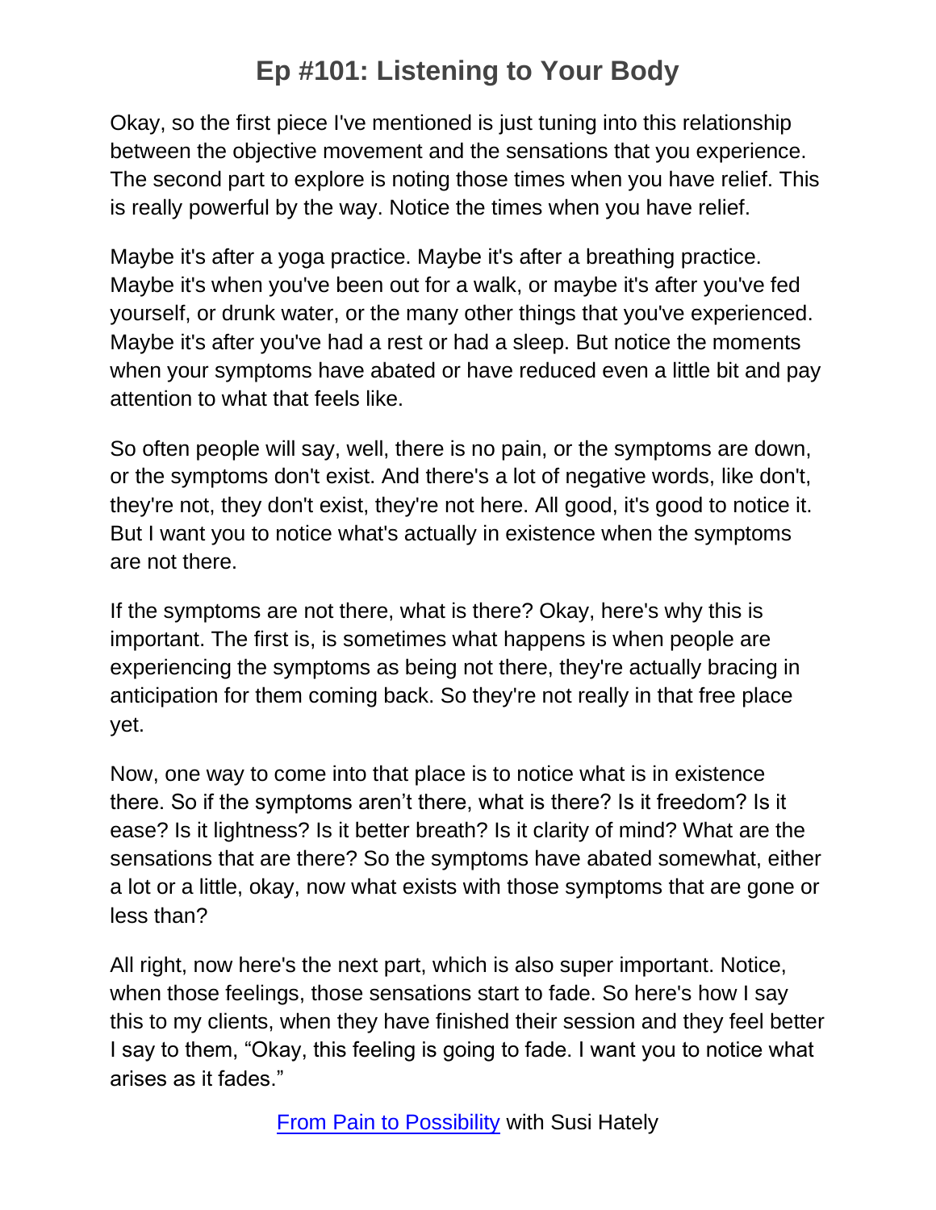Okay, so the first piece I've mentioned is just tuning into this relationship between the objective movement and the sensations that you experience. The second part to explore is noting those times when you have relief. This is really powerful by the way. Notice the times when you have relief.

Maybe it's after a yoga practice. Maybe it's after a breathing practice. Maybe it's when you've been out for a walk, or maybe it's after you've fed yourself, or drunk water, or the many other things that you've experienced. Maybe it's after you've had a rest or had a sleep. But notice the moments when your symptoms have abated or have reduced even a little bit and pay attention to what that feels like.

So often people will say, well, there is no pain, or the symptoms are down, or the symptoms don't exist. And there's a lot of negative words, like don't, they're not, they don't exist, they're not here. All good, it's good to notice it. But I want you to notice what's actually in existence when the symptoms are not there.

If the symptoms are not there, what is there? Okay, here's why this is important. The first is, is sometimes what happens is when people are experiencing the symptoms as being not there, they're actually bracing in anticipation for them coming back. So they're not really in that free place yet.

Now, one way to come into that place is to notice what is in existence there. So if the symptoms aren't there, what is there? Is it freedom? Is it ease? Is it lightness? Is it better breath? Is it clarity of mind? What are the sensations that are there? So the symptoms have abated somewhat, either a lot or a little, okay, now what exists with those symptoms that are gone or less than?

All right, now here's the next part, which is also super important. Notice, when those feelings, those sensations start to fade. So here's how I say this to my clients, when they have finished their session and they feel better I say to them, "Okay, this feeling is going to fade. I want you to notice what arises as it fades."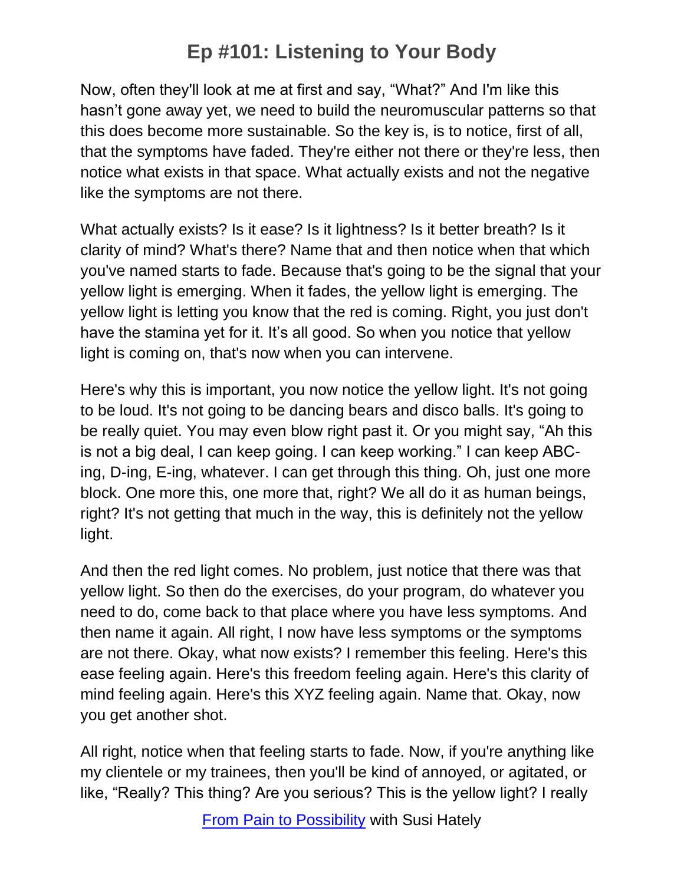Now, often they'll look at me at first and say, "What?" And I'm like this hasn't gone away yet, we need to build the neuromuscular patterns so that this does become more sustainable. So the key is, is to notice, first of all, that the symptoms have faded. They're either not there or they're less, then notice what exists in that space. What actually exists and not the negative like the symptoms are not there.

What actually exists? Is it ease? Is it lightness? Is it better breath? Is it clarity of mind? What's there? Name that and then notice when that which you've named starts to fade. Because that's going to be the signal that your yellow light is emerging. When it fades, the yellow light is emerging. The yellow light is letting you know that the red is coming. Right, you just don't have the stamina yet for it. It's all good. So when you notice that yellow light is coming on, that's now when you can intervene.

Here's why this is important, you now notice the yellow light. It's not going to be loud. It's not going to be dancing bears and disco balls. It's going to be really quiet. You may even blow right past it. Or you might say, "Ah this is not a big deal, I can keep going. I can keep working." I can keep ABC-ing, D-ing, E-ing, whatever. I can get through this thing. Oh, just one more block. One more this, one more that, right? We all do it as human beings, right? It's not getting that much in the way, this is definitely not the yellow light.

And then the red light comes. No problem, just notice that there was that yellow light. So then do the exercises, do your program, do whatever you need to do, come back to that place where you have less symptoms. And then name it again. All right, I now have less symptoms or the symptoms are not there. Okay, what now exists? I remember this feeling. Here's this ease feeling again. Here's this freedom feeling again. Here's this clarity of mind feeling again. Here's this XYZ feeling again. Name that. Okay, now you get another shot.

All right, notice when that feeling starts to fade. Now, if you're anything like my clientele or my trainees, then you'll be kind of annoyed, or agitated, or like, "Really? This thing? Are you serious? This is the yellow light? I really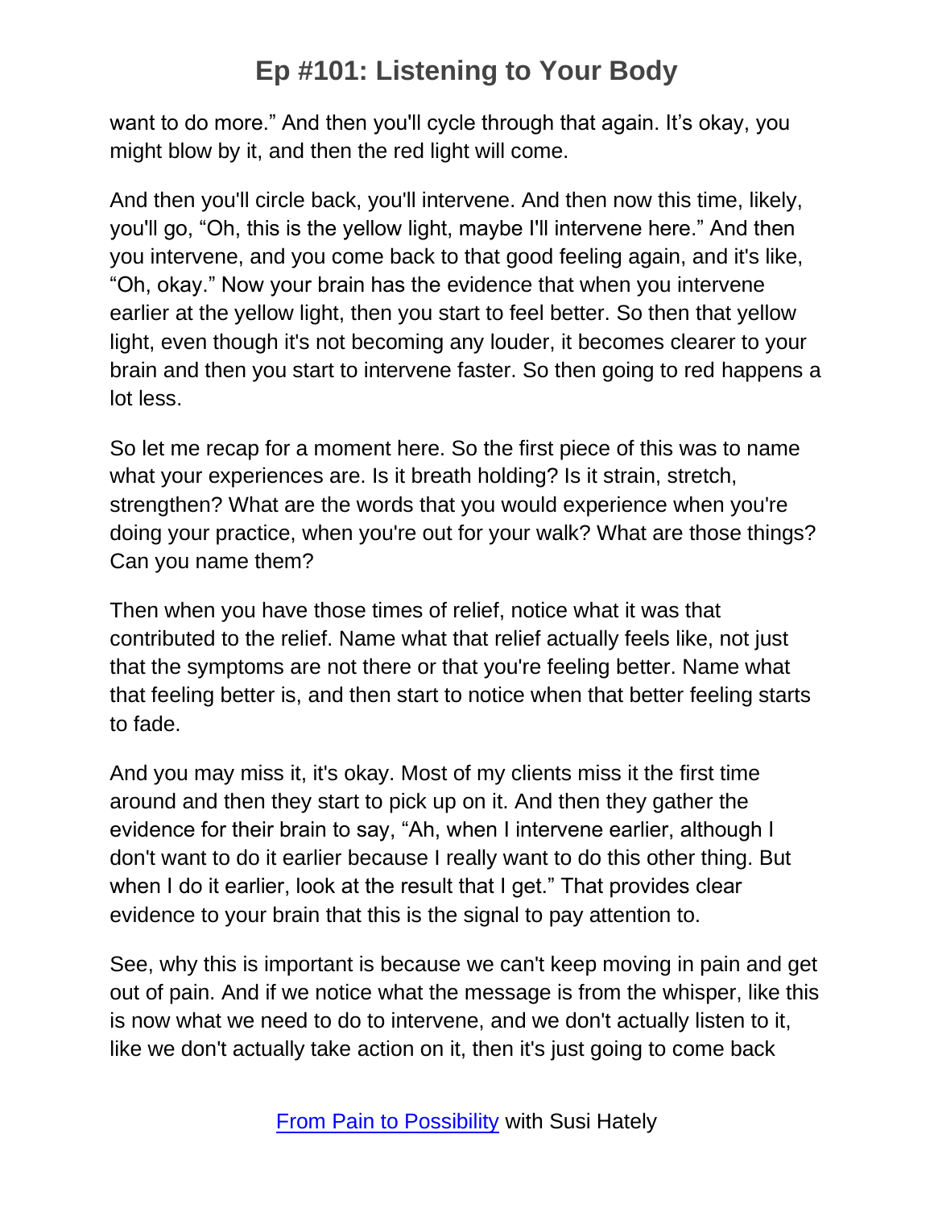want to do more." And then you'll cycle through that again. It's okay, you might blow by it, and then the red light will come.

And then you'll circle back, you'll intervene. And then now this time, likely, you'll go, "Oh, this is the yellow light, maybe I'll intervene here." And then you intervene, and you come back to that good feeling again, and it's like, "Oh, okay." Now your brain has the evidence that when you intervene earlier at the yellow light, then you start to feel better. So then that yellow light, even though it's not becoming any louder, it becomes clearer to your brain and then you start to intervene faster. So then going to red happens a lot less.

So let me recap for a moment here. So the first piece of this was to name what your experiences are. Is it breath holding? Is it strain, stretch, strengthen? What are the words that you would experience when you're doing your practice, when you're out for your walk? What are those things? Can you name them?

Then when you have those times of relief, notice what it was that contributed to the relief. Name what that relief actually feels like, not just that the symptoms are not there or that you're feeling better. Name what that feeling better is, and then start to notice when that better feeling starts to fade.

And you may miss it, it's okay. Most of my clients miss it the first time around and then they start to pick up on it. And then they gather the evidence for their brain to say, "Ah, when I intervene earlier, although I don't want to do it earlier because I really want to do this other thing. But when I do it earlier, look at the result that I get." That provides clear evidence to your brain that this is the signal to pay attention to.

See, why this is important is because we can't keep moving in pain and get out of pain. And if we notice what the message is from the whisper, like this is now what we need to do to intervene, and we don't actually listen to it, like we don't actually take action on it, then it's just going to come back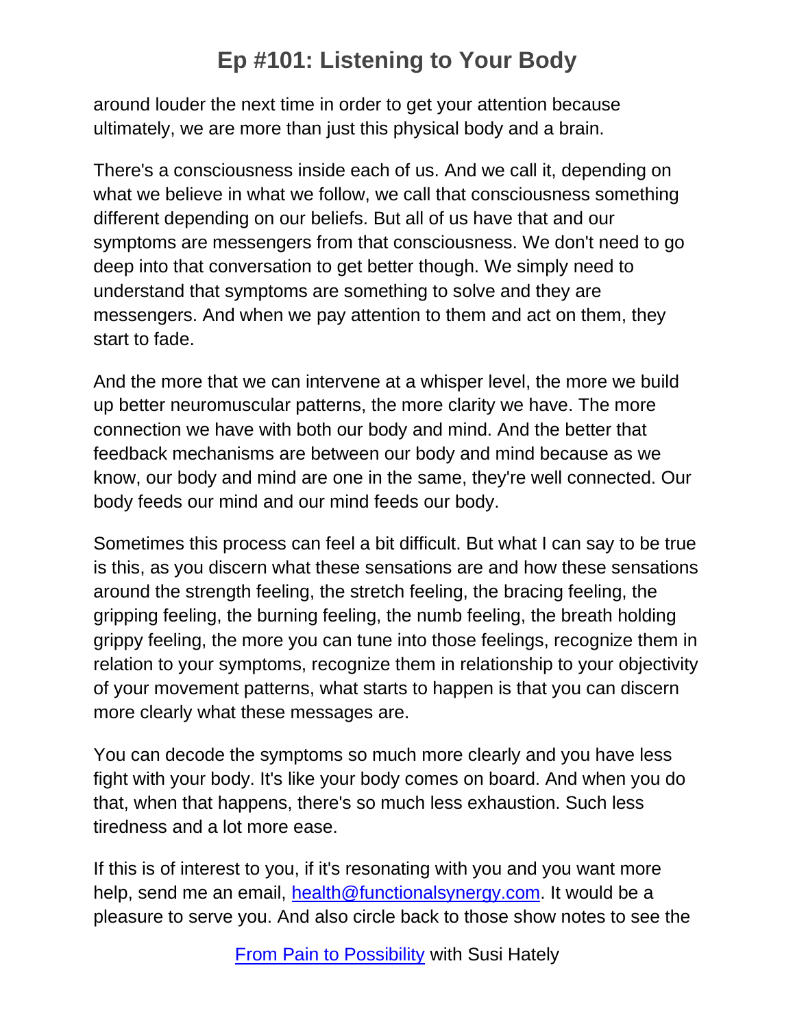around louder the next time in order to get your attention because ultimately, we are more than just this physical body and a brain.

There's a consciousness inside each of us. And we call it, depending on what we believe in what we follow, we call that consciousness something different depending on our beliefs. But all of us have that and our symptoms are messengers from that consciousness. We don't need to go deep into that conversation to get better though. We simply need to understand that symptoms are something to solve and they are messengers. And when we pay attention to them and act on them, they start to fade.

And the more that we can intervene at a whisper level, the more we build up better neuromuscular patterns, the more clarity we have. The more connection we have with both our body and mind. And the better that feedback mechanisms are between our body and mind because as we know, our body and mind are one in the same, they're well connected. Our body feeds our mind and our mind feeds our body.

Sometimes this process can feel a bit difficult. But what I can say to be true is this, as you discern what these sensations are and how these sensations around the strength feeling, the stretch feeling, the bracing feeling, the gripping feeling, the burning feeling, the numb feeling, the breath holding grippy feeling, the more you can tune into those feelings, recognize them in relation to your symptoms, recognize them in relationship to your objectivity of your movement patterns, what starts to happen is that you can discern more clearly what these messages are.

You can decode the symptoms so much more clearly and you have less fight with your body. It's like your body comes on board. And when you do that, when that happens, there's so much less exhaustion. Such less tiredness and a lot more ease.

If this is of interest to you, if it's resonating with you and you want more help, send me an email, health@functionalsynergy.com. It would be a pleasure to serve you. And also circle back to those show notes to see the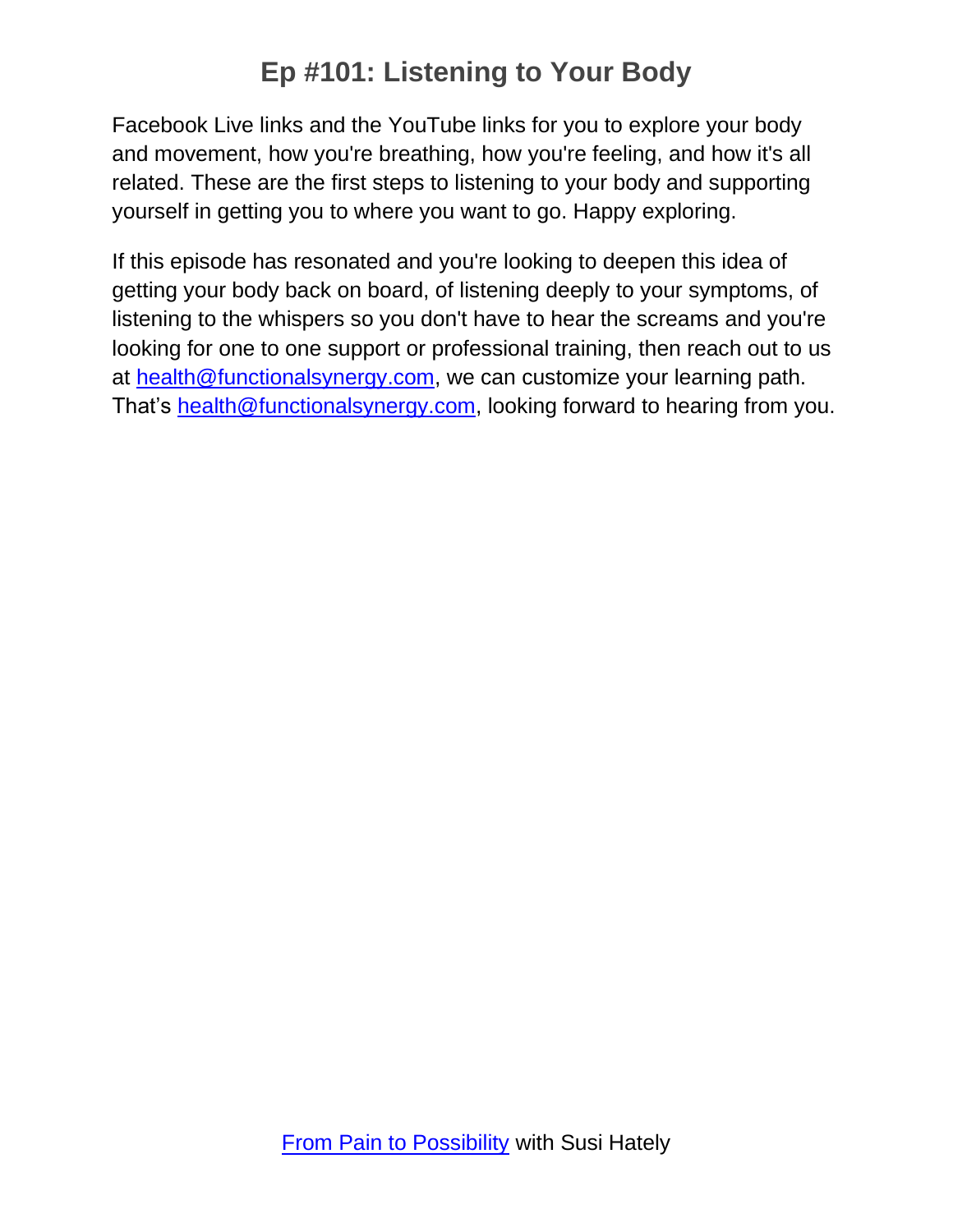Facebook Live links and the YouTube links for you to explore your body and movement, how you're breathing, how you're feeling, and how it's all related. These are the first steps to listening to your body and supporting yourself in getting you to where you want to go. Happy exploring.

If this episode has resonated and you're looking to deepen this idea of getting your body back on board, of listening deeply to your symptoms, of listening to the whispers so you don't have to hear the screams and you're looking for one to one support or professional training, then reach out to us at health@functionalsynergy.com, we can customize your learning path. That's health@functionalsynergy.com, looking forward to hearing from you.